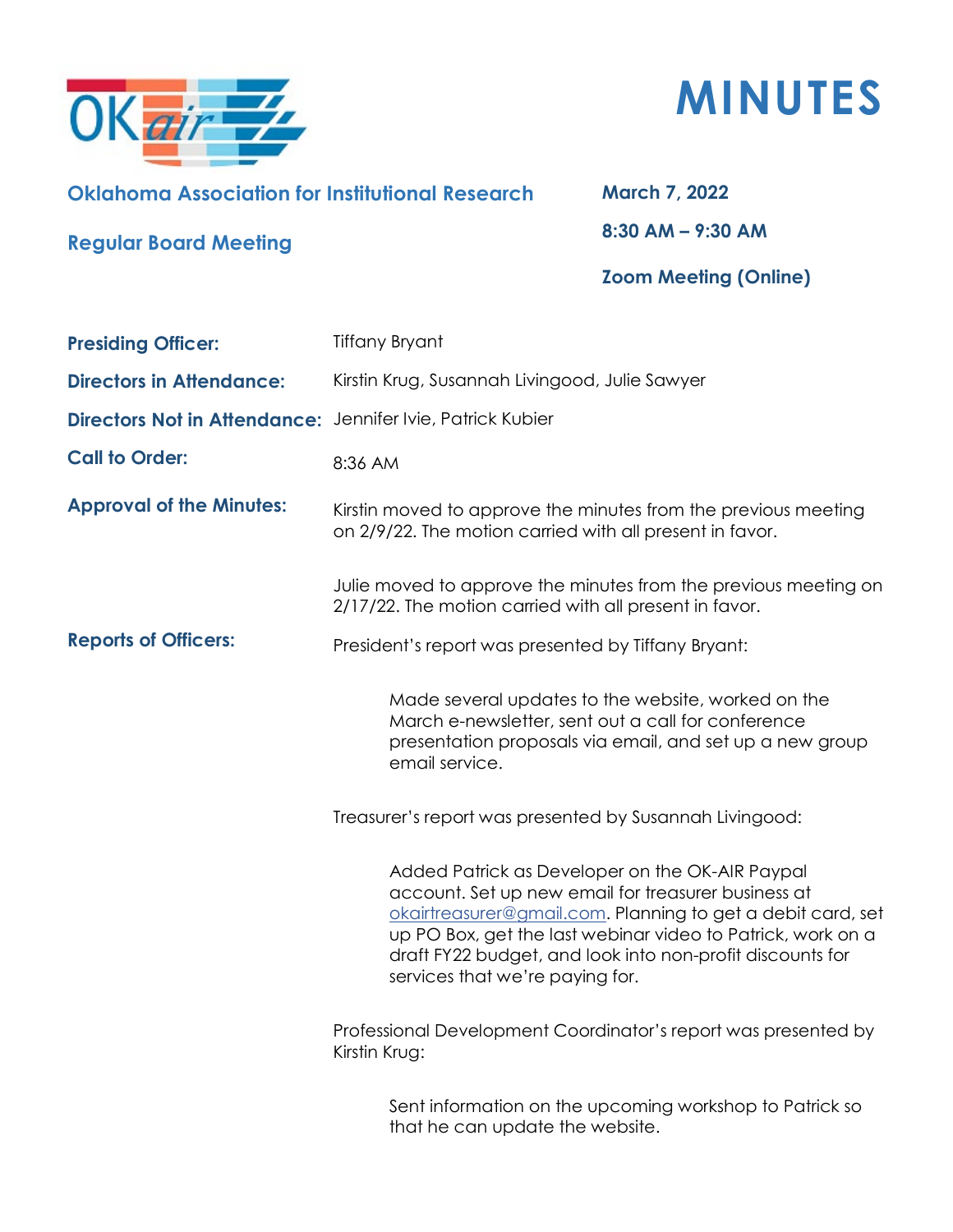# MINUTES

**Oklahoma Association for Institutional Research**

**Regular Board Meeting**

**March 7, 2022**

**8:30 AM – 9:30 AM**

**Zoom Meeting (Online)**

**Presiding Officer:** Tiffany Bryant

**Directors in Attendance:** Kirstin Krug, Susannah Livingood, Julie Sawyer

**Directors Not in Attendance:** Jennifer Ivie, Patrick Kubier

**Call to Order:** 8:36 AM

**Approval of the Minutes:**

Kirstin moved to approve the minutes from the previous meeting on 2/9/22. The motion carried with all present in favor.

Julie moved to approve the minutes from the previous meeting on 2/17/22. The motion carried with all present in favor.

**Reports of Officers:**

President's report was presented by Tiffany Bryant:

> Made several updates to the website, worked on the March e-newsletter, sent out a call for conference presentation proposals via email, and set up a new group email service.

Treasurer's report was presented by Susannah Livingood:

> Added Patrick as Developer on the OK-AIR Paypal account. Set up new email for treasurer business at okairtreasurer@gmail.com. Planning to get a debit card, set up PO Box, get the last webinar video to Patrick, work on a draft FY22 budget, and look into non-profit discounts for services that we're paying for.

Professional Development Coordinator's report was presented by Kirstin Krug:

> Sent information on the upcoming workshop to Patrick so that he can update the website.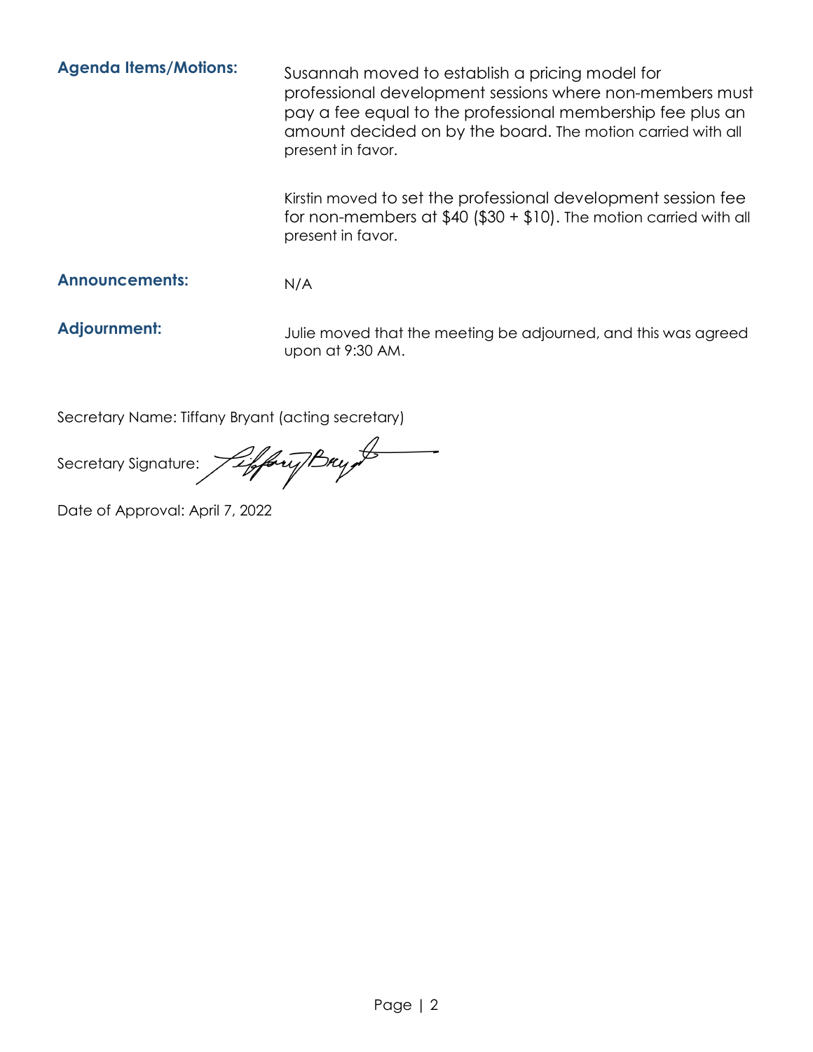**Agenda Items/Motions:**

Susannah moved to establish a pricing model for professional development sessions where non-members must pay a fee equal to the professional membership fee plus an amount decided on by the board. The motion carried with all present in favor.

Kirstin moved to set the professional development session fee for non-members at $40 ($30 + $10). The motion carried with all present in favor.

**Announcements:**

N/A

**Adjournment:**

Julie moved that the meeting be adjourned, and this was agreed upon at 9:30 AM.

Secretary Name: Tiffany Bryant (acting secretary)

Secretary Signature: Tiffany Bryant

Date of Approval: April 7, 2022